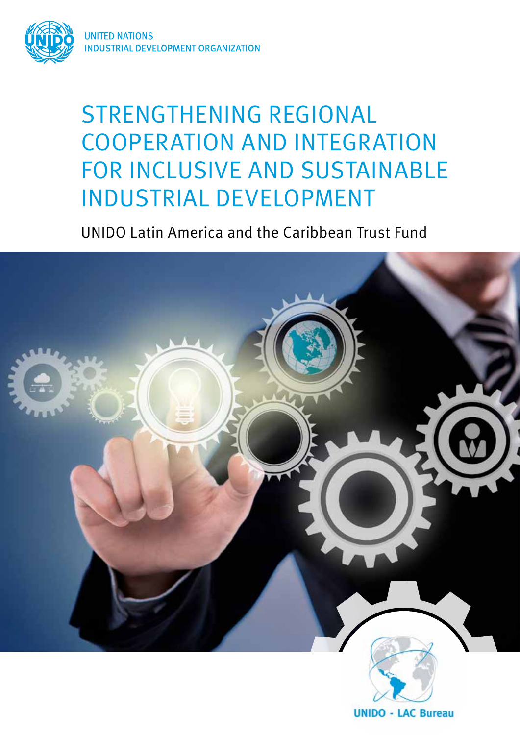UNITED NATIONS
INDUSTRIAL DEVELOPMENT ORGANIZATION

# STRENGTHENING REGIONAL COOPERATION AND INTEGRATION FOR INCLUSIVE AND SUSTAINABLE INDUSTRIAL DEVELOPMENT

UNIDO Latin America and the Caribbean Trust Fund

UNIDO - LAC Bureau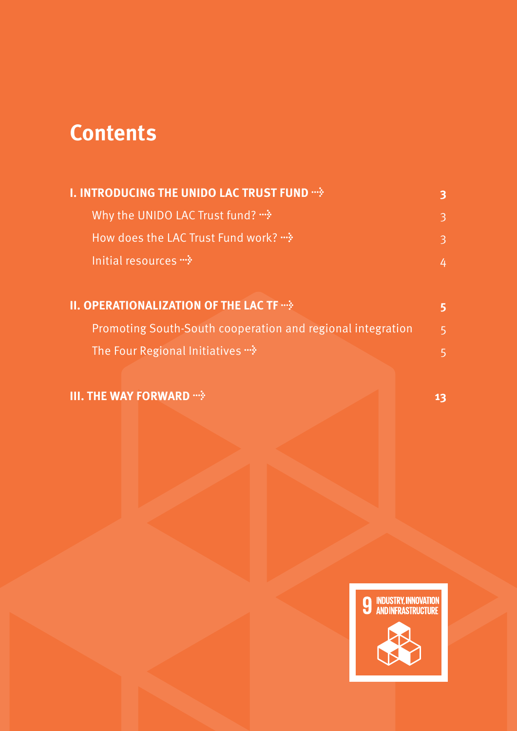# Contents

| | |
|---|---|
| **I. INTRODUCING THE UNIDO LAC TRUST FUND** | **3** |
| Why the UNIDO LAC Trust fund? | 3 |
| How does the LAC Trust Fund work? | 3 |
| Initial resources | 4 |
| **II. OPERATIONALIZATION OF THE LAC TF** | **5** |
| Promoting South-South cooperation and regional integration | 5 |
| The Four Regional Initiatives | 5 |
| **III. THE WAY FORWARD** | **13** |

9 INDUSTRY, INNOVATION AND INFRASTRUCTURE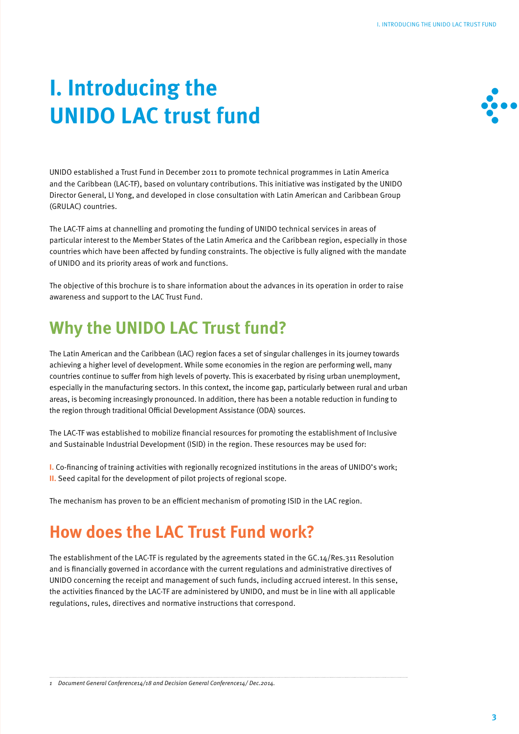# I. Introducing the UNIDO LAC trust fund

UNIDO established a Trust Fund in December 2011 to promote technical programmes in Latin America and the Caribbean (LAC-TF), based on voluntary contributions. This initiative was instigated by the UNIDO Director General, LI Yong, and developed in close consultation with Latin American and Caribbean Group (GRULAC) countries.

The LAC-TF aims at channelling and promoting the funding of UNIDO technical services in areas of particular interest to the Member States of the Latin America and the Caribbean region, especially in those countries which have been affected by funding constraints. The objective is fully aligned with the mandate of UNIDO and its priority areas of work and functions.

The objective of this brochure is to share information about the advances in its operation in order to raise awareness and support to the LAC Trust Fund.

## Why the UNIDO LAC Trust fund?

The Latin American and the Caribbean (LAC) region faces a set of singular challenges in its journey towards achieving a higher level of development. While some economies in the region are performing well, many countries continue to suffer from high levels of poverty. This is exacerbated by rising urban unemployment, especially in the manufacturing sectors. In this context, the income gap, particularly between rural and urban areas, is becoming increasingly pronounced. In addition, there has been a notable reduction in funding to the region through traditional Official Development Assistance (ODA) sources.

The LAC-TF was established to mobilize financial resources for promoting the establishment of Inclusive and Sustainable Industrial Development (ISID) in the region. These resources may be used for:

**I.** Co-financing of training activities with regionally recognized institutions in the areas of UNIDO's work;
**II.** Seed capital for the development of pilot projects of regional scope.

The mechanism has proven to be an efficient mechanism of promoting ISID in the LAC region.

## How does the LAC Trust Fund work?

The establishment of the LAC-TF is regulated by the agreements stated in the GC.14/Res.3[1] Resolution and is financially governed in accordance with the current regulations and administrative directives of UNIDO concerning the receipt and management of such funds, including accrued interest. In this sense, the activities financed by the LAC-TF are administered by UNIDO, and must be in line with all applicable regulations, rules, directives and normative instructions that correspond.

---

1 *Document General Conference14/18 and Decision General Conference14/ Dec.2014.*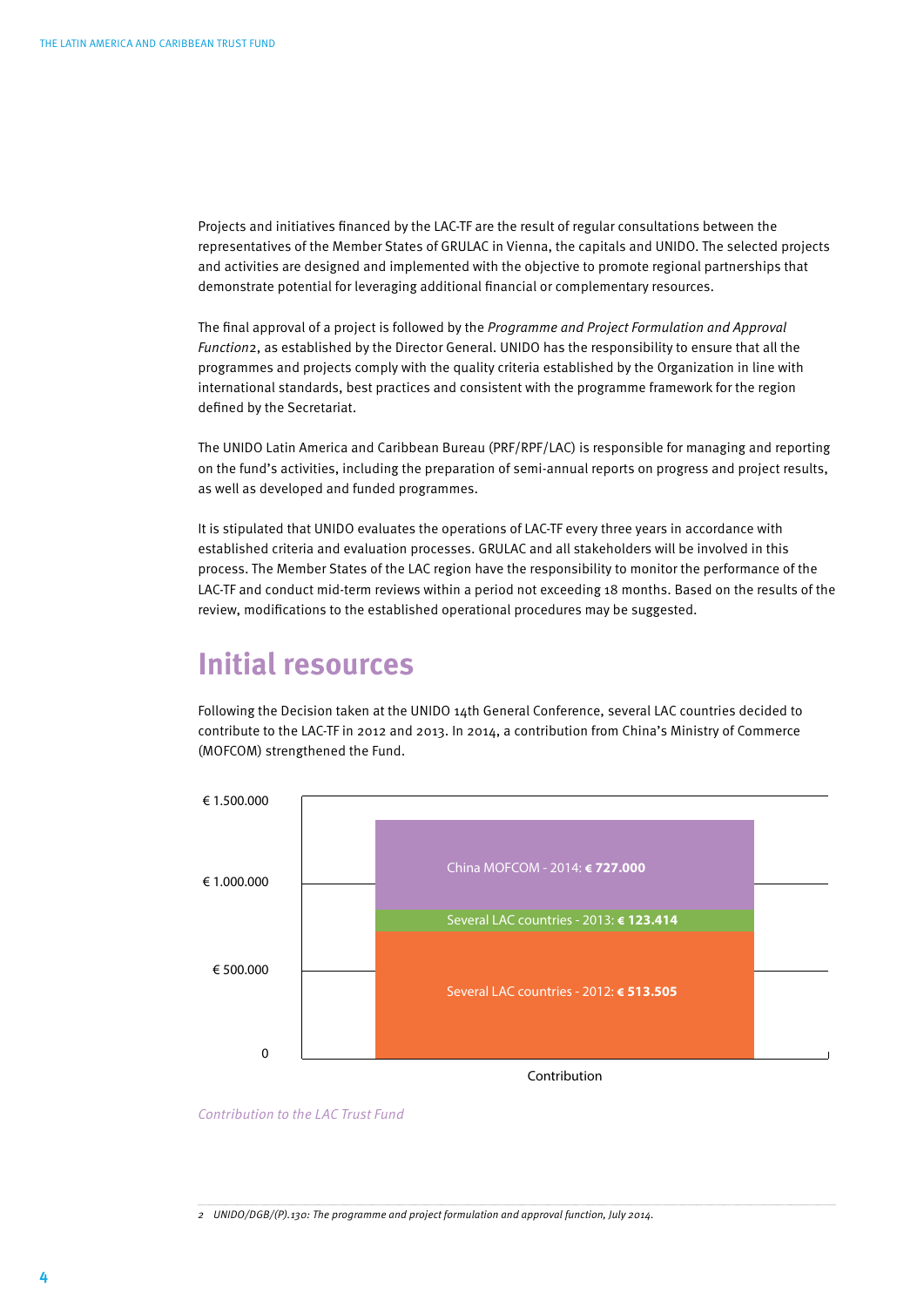Projects and initiatives financed by the LAC-TF are the result of regular consultations between the representatives of the Member States of GRULAC in Vienna, the capitals and UNIDO. The selected projects and activities are designed and implemented with the objective to promote regional partnerships that demonstrate potential for leveraging additional financial or complementary resources.

The final approval of a project is followed by the *Programme and Project Formulation and Approval Function*[2], as established by the Director General. UNIDO has the responsibility to ensure that all the programmes and projects comply with the quality criteria established by the Organization in line with international standards, best practices and consistent with the programme framework for the region defined by the Secretariat.

The UNIDO Latin America and Caribbean Bureau (PRF/RPF/LAC) is responsible for managing and reporting on the fund's activities, including the preparation of semi-annual reports on progress and project results, as well as developed and funded programmes.

It is stipulated that UNIDO evaluates the operations of LAC-TF every three years in accordance with established criteria and evaluation processes. GRULAC and all stakeholders will be involved in this process. The Member States of the LAC region have the responsibility to monitor the performance of the LAC-TF and conduct mid-term reviews within a period not exceeding 18 months. Based on the results of the review, modifications to the established operational procedures may be suggested.

## Initial resources

Following the Decision taken at the UNIDO 14th General Conference, several LAC countries decided to contribute to the LAC-TF in 2012 and 2013. In 2014, a contribution from China's Ministry of Commerce (MOFCOM) strengthened the Fund.

| Contribution | Amount |
|---|---|
| China MOFCOM - 2014 | **€ 727.000** |
| Several LAC countries - 2013 | **€ 123.414** |
| Several LAC countries - 2012 | **€ 513.505** |

*Contribution to the LAC Trust Fund*

---

2 *UNIDO/DGB/(P).130: The programme and project formulation and approval function, July 2014.*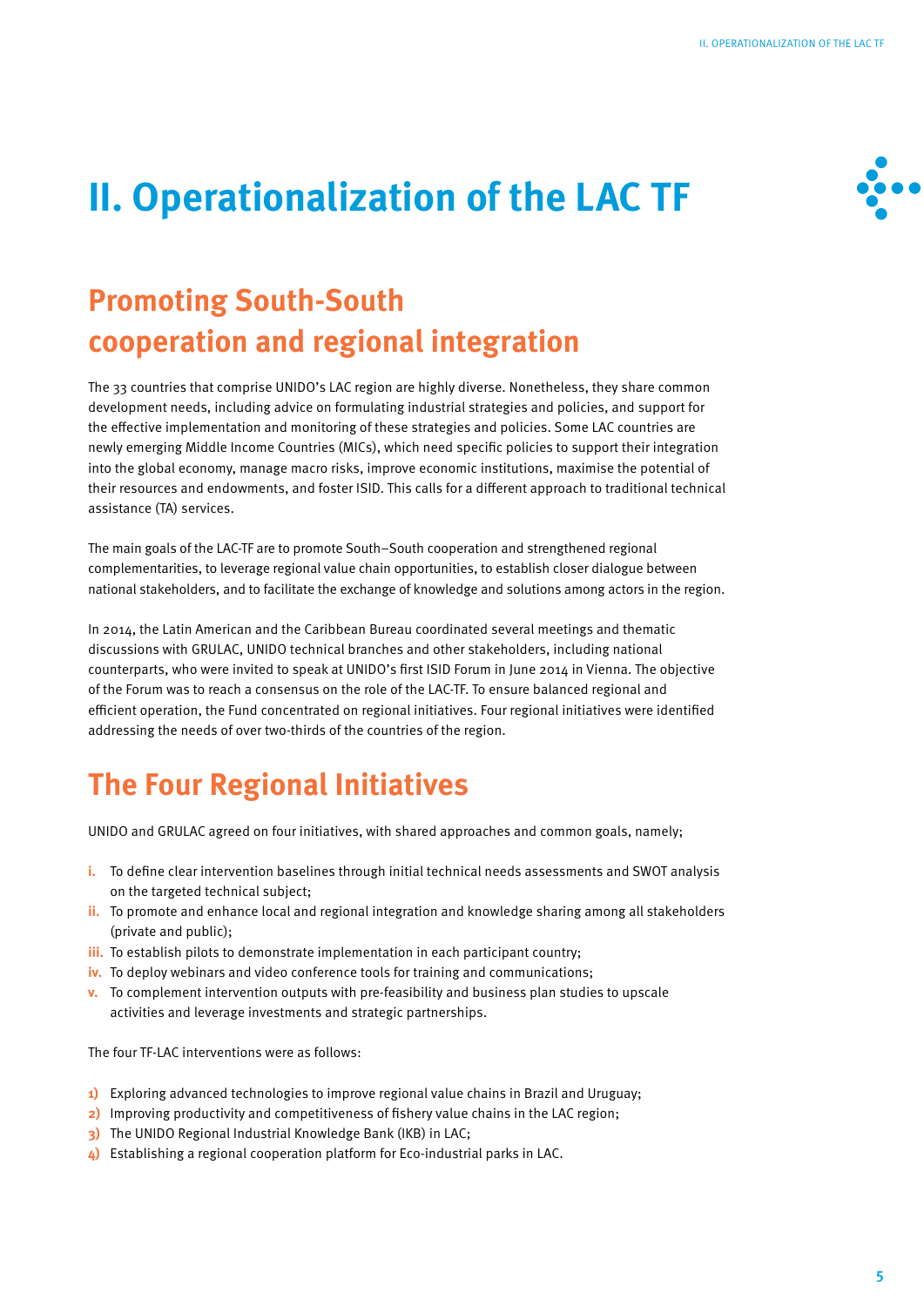# II. Operationalization of the LAC TF

## Promoting South-South cooperation and regional integration

The 33 countries that comprise UNIDO's LAC region are highly diverse. Nonetheless, they share common development needs, including advice on formulating industrial strategies and policies, and support for the effective implementation and monitoring of these strategies and policies. Some LAC countries are newly emerging Middle Income Countries (MICs), which need specific policies to support their integration into the global economy, manage macro risks, improve economic institutions, maximise the potential of their resources and endowments, and foster ISID. This calls for a different approach to traditional technical assistance (TA) services.

The main goals of the LAC-TF are to promote South–South cooperation and strengthened regional complementarities, to leverage regional value chain opportunities, to establish closer dialogue between national stakeholders, and to facilitate the exchange of knowledge and solutions among actors in the region.

In 2014, the Latin American and the Caribbean Bureau coordinated several meetings and thematic discussions with GRULAC, UNIDO technical branches and other stakeholders, including national counterparts, who were invited to speak at UNIDO's first ISID Forum in June 2014 in Vienna. The objective of the Forum was to reach a consensus on the role of the LAC-TF. To ensure balanced regional and efficient operation, the Fund concentrated on regional initiatives. Four regional initiatives were identified addressing the needs of over two-thirds of the countries of the region.

## The Four Regional Initiatives

UNIDO and GRULAC agreed on four initiatives, with shared approaches and common goals, namely;

- **i.** To define clear intervention baselines through initial technical needs assessments and SWOT analysis on the targeted technical subject;
- **ii.** To promote and enhance local and regional integration and knowledge sharing among all stakeholders (private and public);
- **iii.** To establish pilots to demonstrate implementation in each participant country;
- **iv.** To deploy webinars and video conference tools for training and communications;
- **v.** To complement intervention outputs with pre-feasibility and business plan studies to upscale activities and leverage investments and strategic partnerships.

The four TF-LAC interventions were as follows:

1) Exploring advanced technologies to improve regional value chains in Brazil and Uruguay;
2) Improving productivity and competitiveness of fishery value chains in the LAC region;
3) The UNIDO Regional Industrial Knowledge Bank (IKB) in LAC;
4) Establishing a regional cooperation platform for Eco-industrial parks in LAC.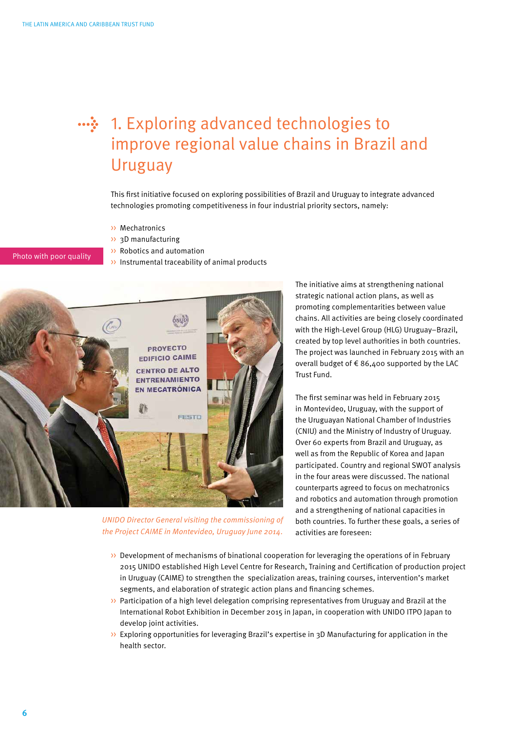# 1. Exploring advanced technologies to improve regional value chains in Brazil and Uruguay

This first initiative focused on exploring possibilities of Brazil and Uruguay to integrate advanced technologies promoting competitiveness in four industrial priority sectors, namely:

- Mechatronics
- 3D manufacturing
- Robotics and automation
- Instrumental traceability of animal products

Photo with poor quality

*UNIDO Director General visiting the commissioning of the Project CAIME in Montevideo, Uruguay June 2014.*

The initiative aims at strengthening national strategic national action plans, as well as promoting complementarities between value chains. All activities are being closely coordinated with the High-Level Group (HLG) Uruguay–Brazil, created by top level authorities in both countries. The project was launched in February 2015 with an overall budget of € 86,400 supported by the LAC Trust Fund.

The first seminar was held in February 2015 in Montevideo, Uruguay, with the support of the Uruguayan National Chamber of Industries (CNIU) and the Ministry of Industry of Uruguay. Over 60 experts from Brazil and Uruguay, as well as from the Republic of Korea and Japan participated. Country and regional SWOT analysis in the four areas were discussed. The national counterparts agreed to focus on mechatronics and robotics and automation through promotion and a strengthening of national capacities in both countries. To further these goals, a series of activities are foreseen:

- Development of mechanisms of binational cooperation for leveraging the operations of in February 2015 UNIDO established High Level Centre for Research, Training and Certification of production project in Uruguay (CAIME) to strengthen the specialization areas, training courses, intervention's market segments, and elaboration of strategic action plans and financing schemes.
- Participation of a high level delegation comprising representatives from Uruguay and Brazil at the International Robot Exhibition in December 2015 in Japan, in cooperation with UNIDO ITPO Japan to develop joint activities.
- Exploring opportunities for leveraging Brazil's expertise in 3D Manufacturing for application in the health sector.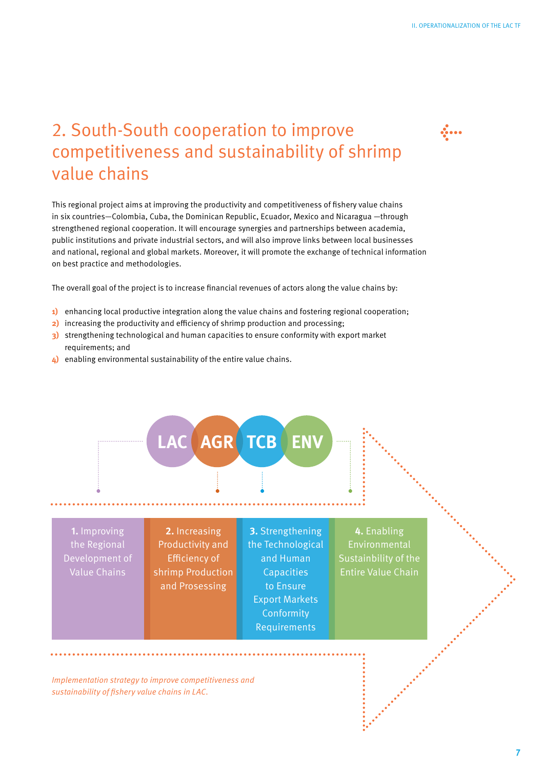## 2. South-South cooperation to improve competitiveness and sustainability of shrimp value chains

This regional project aims at improving the productivity and competitiveness of fishery value chains in six countries—Colombia, Cuba, the Dominican Republic, Ecuador, Mexico and Nicaragua —through strengthened regional cooperation. It will encourage synergies and partnerships between academia, public institutions and private industrial sectors, and will also improve links between local businesses and national, regional and global markets. Moreover, it will promote the exchange of technical information on best practice and methodologies.

The overall goal of the project is to increase financial revenues of actors along the value chains by:

1) enhancing local productive integration along the value chains and fostering regional cooperation;
2) increasing the productivity and efficiency of shrimp production and processing;
3) strengthening technological and human capacities to ensure conformity with export market requirements; and
4) enabling environmental sustainability of the entire value chains.

LAC AGR TCB ENV

**1.** Improving the Regional Development of Value Chains

**2.** Increasing Productivity and Efficiency of shrimp Production and Prosessing

**3.** Strengthening the Technological and Human Capacities to Ensure Export Markets Conformity Requirements

**4.** Enabling Environmental Sustainbility of the Entire Value Chain

*Implementation strategy to improve competitiveness and sustainability of fishery value chains in LAC.*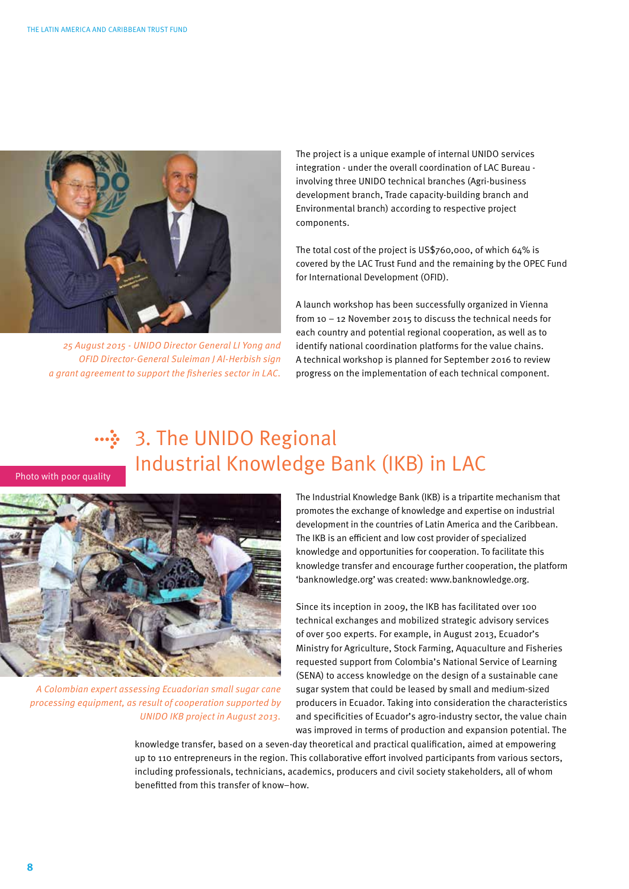*25 August 2015 - UNIDO Director General LI Yong and OFID Director-General Suleiman J Al-Herbish sign a grant agreement to support the fisheries sector in LAC.*

The project is a unique example of internal UNIDO services integration - under the overall coordination of LAC Bureau - involving three UNIDO technical branches (Agri-business development branch, Trade capacity-building branch and Environmental branch) according to respective project components.

The total cost of the project is US$760,000, of which 64% is covered by the LAC Trust Fund and the remaining by the OPEC Fund for International Development (OFID).

A launch workshop has been successfully organized in Vienna from 10 – 12 November 2015 to discuss the technical needs for each country and potential regional cooperation, as well as to identify national coordination platforms for the value chains. A technical workshop is planned for September 2016 to review progress on the implementation of each technical component.

## 3. The UNIDO Regional Industrial Knowledge Bank (IKB) in LAC

Photo with poor quality

*A Colombian expert assessing Ecuadorian small sugar cane processing equipment, as result of cooperation supported by UNIDO IKB project in August 2013.*

The Industrial Knowledge Bank (IKB) is a tripartite mechanism that promotes the exchange of knowledge and expertise on industrial development in the countries of Latin America and the Caribbean. The IKB is an efficient and low cost provider of specialized knowledge and opportunities for cooperation. To facilitate this knowledge transfer and encourage further cooperation, the platform 'banknowledge.org' was created: www.banknowledge.org.

Since its inception in 2009, the IKB has facilitated over 100 technical exchanges and mobilized strategic advisory services of over 500 experts. For example, in August 2013, Ecuador's Ministry for Agriculture, Stock Farming, Aquaculture and Fisheries requested support from Colombia's National Service of Learning (SENA) to access knowledge on the design of a sustainable cane sugar system that could be leased by small and medium-sized producers in Ecuador. Taking into consideration the characteristics and specificities of Ecuador's agro-industry sector, the value chain was improved in terms of production and expansion potential. The knowledge transfer, based on a seven-day theoretical and practical qualification, aimed at empowering up to 110 entrepreneurs in the region. This collaborative effort involved participants from various sectors, including professionals, technicians, academics, producers and civil society stakeholders, all of whom benefitted from this transfer of know–how.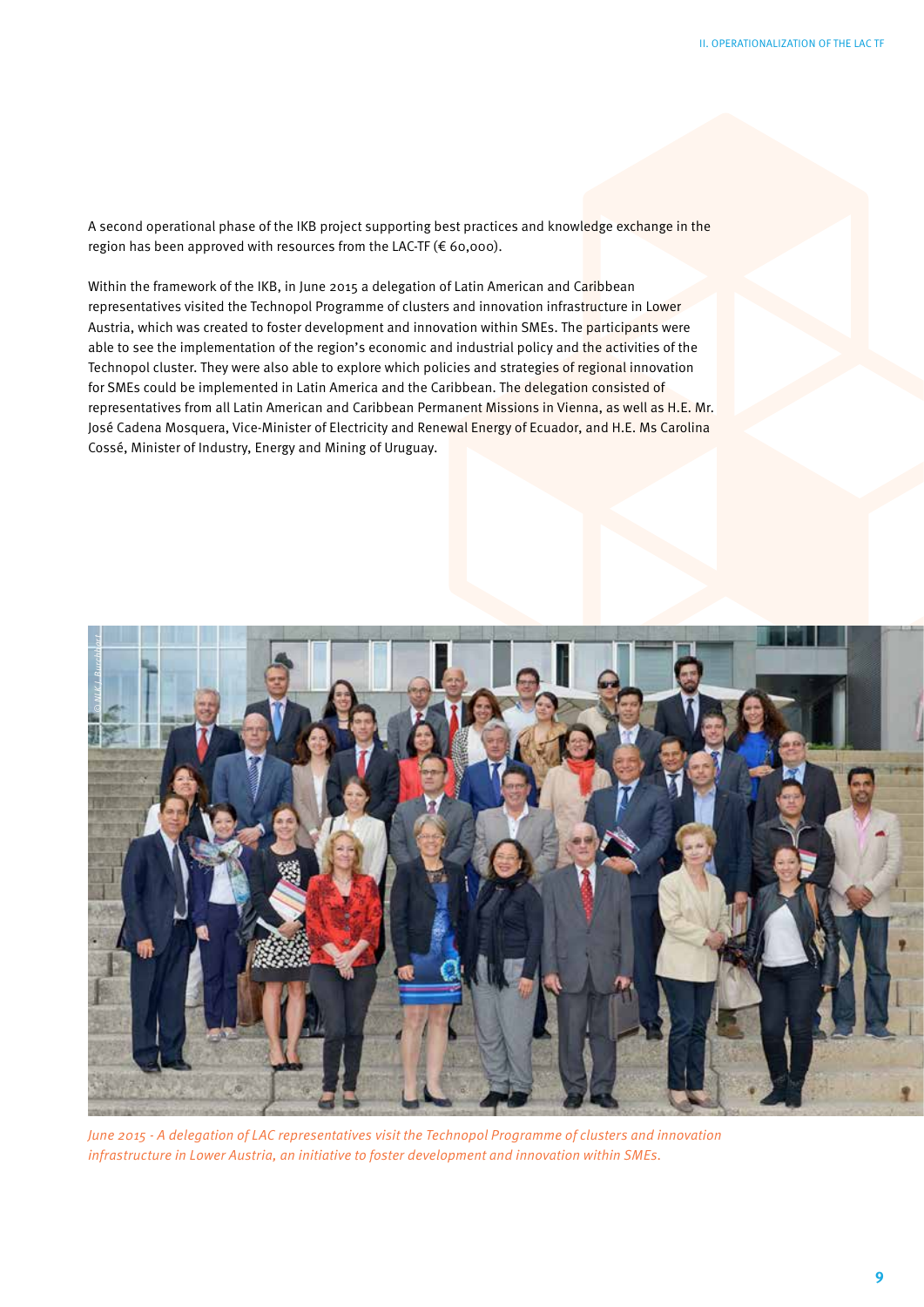A second operational phase of the IKB project supporting best practices and knowledge exchange in the region has been approved with resources from the LAC-TF (€ 60,000).

Within the framework of the IKB, in June 2015 a delegation of Latin American and Caribbean representatives visited the Technopol Programme of clusters and innovation infrastructure in Lower Austria, which was created to foster development and innovation within SMEs. The participants were able to see the implementation of the region's economic and industrial policy and the activities of the Technopol cluster. They were also able to explore which policies and strategies of regional innovation for SMEs could be implemented in Latin America and the Caribbean. The delegation consisted of representatives from all Latin American and Caribbean Permanent Missions in Vienna, as well as H.E. Mr. José Cadena Mosquera, Vice-Minister of Electricity and Renewal Energy of Ecuador, and H.E. Ms Carolina Cossé, Minister of Industry, Energy and Mining of Uruguay.

*June 2015 - A delegation of LAC representatives visit the Technopol Programme of clusters and innovation infrastructure in Lower Austria, an initiative to foster development and innovation within SMEs.*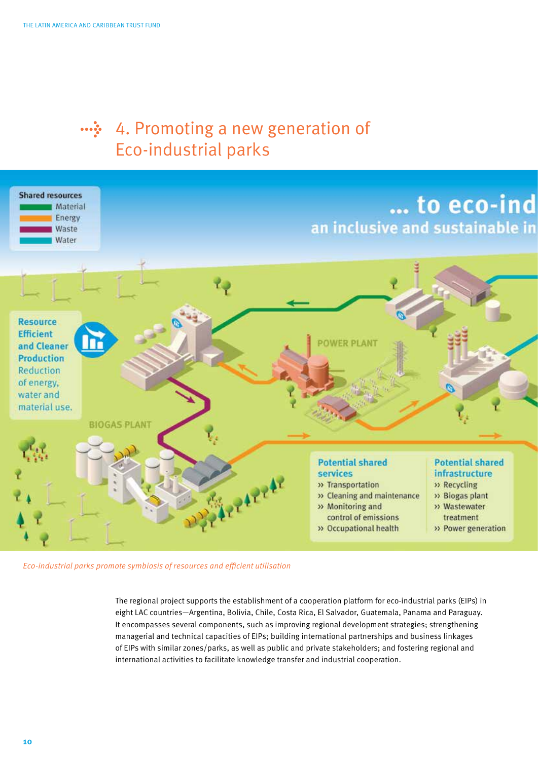# 4. Promoting a new generation of Eco-industrial parks

Shared resources
- Material
- Energy
- Waste
- Water

... to eco-ind
an inclusive and sustainable in

**Resource Efficient and Cleaner Production**
Reduction of energy, water and material use.

POWER PLANT

BIOGAS PLANT

**Potential shared services**
- Transportation
- Cleaning and maintenance
- Monitoring and control of emissions
- Occupational health

**Potential shared infrastructure**
- Recycling
- Biogas plant
- Wastewater treatment
- Power generation

*Eco-industrial parks promote symbiosis of resources and efficient utilisation*

The regional project supports the establishment of a cooperation platform for eco-industrial parks (EIPs) in eight LAC countries—Argentina, Bolivia, Chile, Costa Rica, El Salvador, Guatemala, Panama and Paraguay. It encompasses several components, such as improving regional development strategies; strengthening managerial and technical capacities of EIPs; building international partnerships and business linkages of EIPs with similar zones/parks, as well as public and private stakeholders; and fostering regional and international activities to facilitate knowledge transfer and industrial cooperation.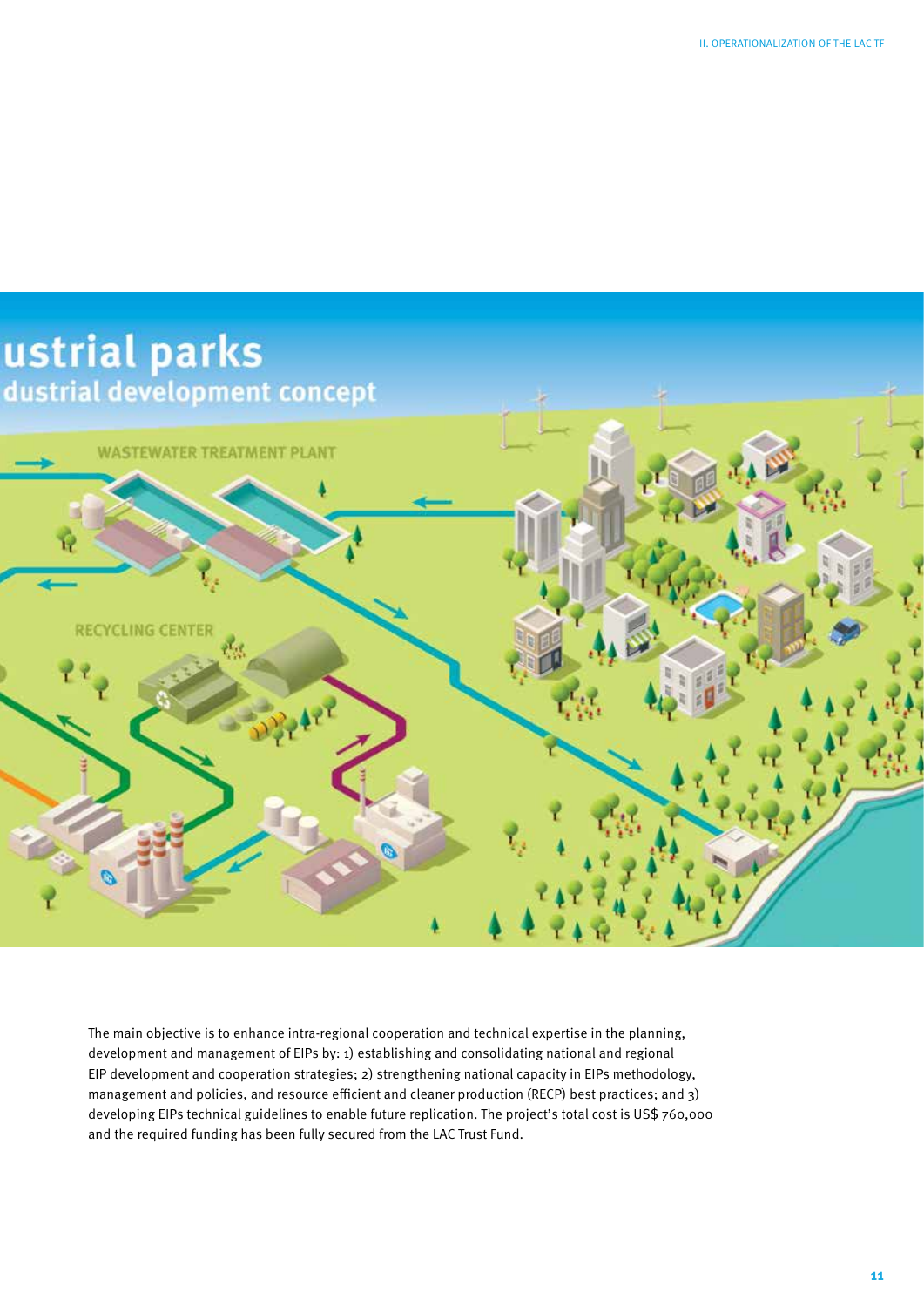The main objective is to enhance intra-regional cooperation and technical expertise in the planning, development and management of EIPs by: 1) establishing and consolidating national and regional EIP development and cooperation strategies; 2) strengthening national capacity in EIPs methodology, management and policies, and resource efficient and cleaner production (RECP) best practices; and 3) developing EIPs technical guidelines to enable future replication. The project's total cost is US$ 760,000 and the required funding has been fully secured from the LAC Trust Fund.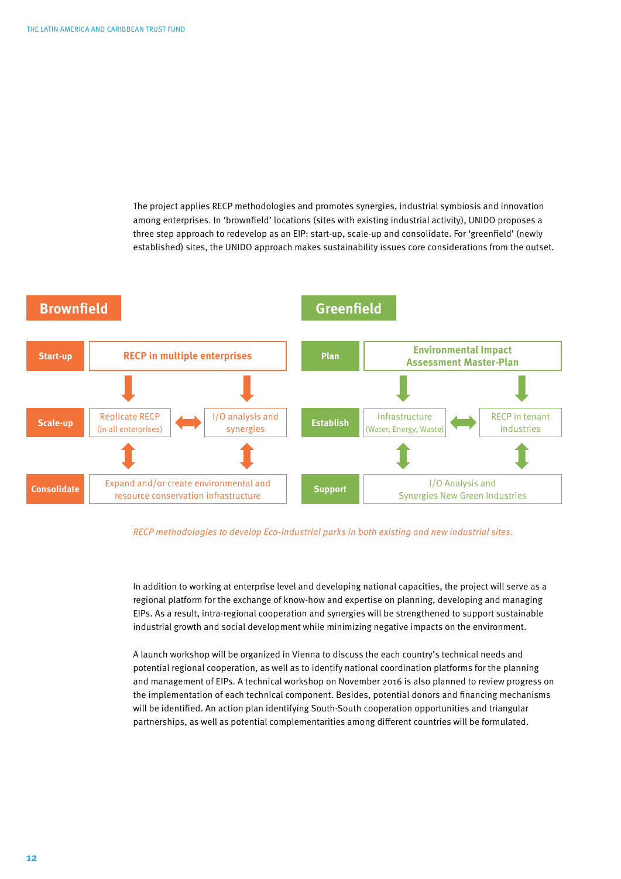The project applies RECP methodologies and promotes synergies, industrial symbiosis and innovation among enterprises. In 'brownfield' locations (sites with existing industrial activity), UNIDO proposes a three step approach to redevelop as an EIP: start-up, scale-up and consolidate. For 'greenfield' (newly established) sites, the UNIDO approach makes sustainability issues core considerations from the outset.

**Brownfield**

| Stage | | |
|---|---|---|
| **Start-up** | **RECP in multiple enterprises** | |
| **Scale-up** | Replicate RECP (in all enterprises) | I/O analysis and synergies |
| **Consolidate** | Expand and/or create environmental and resource conservation infrastructure | |

**Greenfield**

| Stage | | |
|---|---|---|
| **Plan** | **Environmental Impact Assessment Master-Plan** | |
| **Establish** | Infrastructure (Water, Energy, Waste) | RECP in tenant industries |
| **Support** | I/O Analysis and Synergies New Green Industries | |

*RECP methodologies to develop Eco-industrial parks in both existing and new industrial sites.*

In addition to working at enterprise level and developing national capacities, the project will serve as a regional platform for the exchange of know-how and expertise on planning, developing and managing EIPs. As a result, intra-regional cooperation and synergies will be strengthened to support sustainable industrial growth and social development while minimizing negative impacts on the environment.

A launch workshop will be organized in Vienna to discuss the each country's technical needs and potential regional cooperation, as well as to identify national coordination platforms for the planning and management of EIPs. A technical workshop on November 2016 is also planned to review progress on the implementation of each technical component. Besides, potential donors and financing mechanisms will be identified. An action plan identifying South-South cooperation opportunities and triangular partnerships, as well as potential complementarities among different countries will be formulated.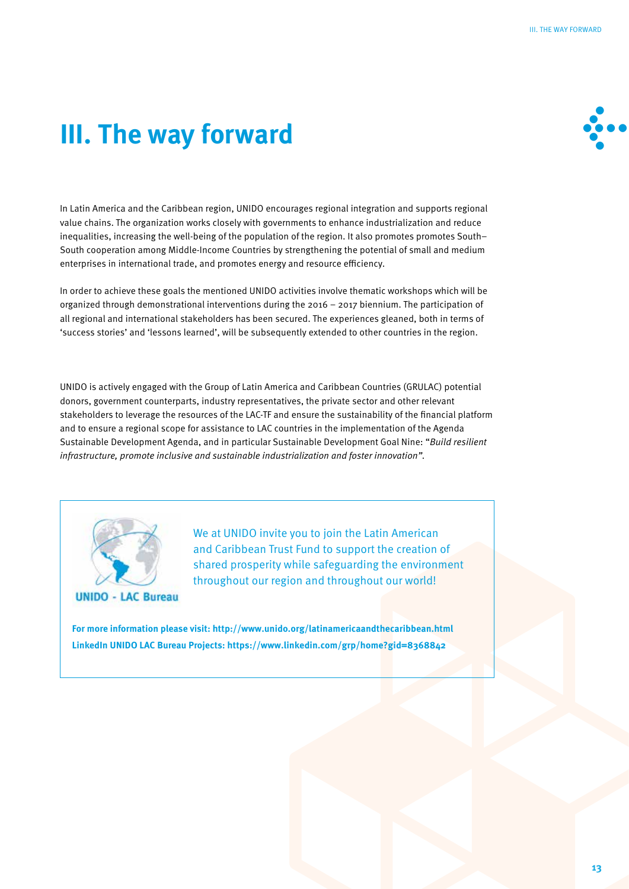# III. The way forward

In Latin America and the Caribbean region, UNIDO encourages regional integration and supports regional value chains. The organization works closely with governments to enhance industrialization and reduce inequalities, increasing the well-being of the population of the region. It also promotes promotes South–South cooperation among Middle-Income Countries by strengthening the potential of small and medium enterprises in international trade, and promotes energy and resource efficiency.

In order to achieve these goals the mentioned UNIDO activities involve thematic workshops which will be organized through demonstrational interventions during the 2016 – 2017 biennium. The participation of all regional and international stakeholders has been secured. The experiences gleaned, both in terms of 'success stories' and 'lessons learned', will be subsequently extended to other countries in the region.

UNIDO is actively engaged with the Group of Latin America and Caribbean Countries (GRULAC) potential donors, government counterparts, industry representatives, the private sector and other relevant stakeholders to leverage the resources of the LAC-TF and ensure the sustainability of the financial platform and to ensure a regional scope for assistance to LAC countries in the implementation of the Agenda Sustainable Development Agenda, and in particular Sustainable Development Goal Nine: "*Build resilient infrastructure, promote inclusive and sustainable industrialization and foster innovation*".

UNIDO - LAC Bureau

We at UNIDO invite you to join the Latin American and Caribbean Trust Fund to support the creation of shared prosperity while safeguarding the environment throughout our region and throughout our world!

**For more information please visit: http://www.unido.org/latinamericaandthecaribbean.html**
**LinkedIn UNIDO LAC Bureau Projects: https://www.linkedin.com/grp/home?gid=8368842**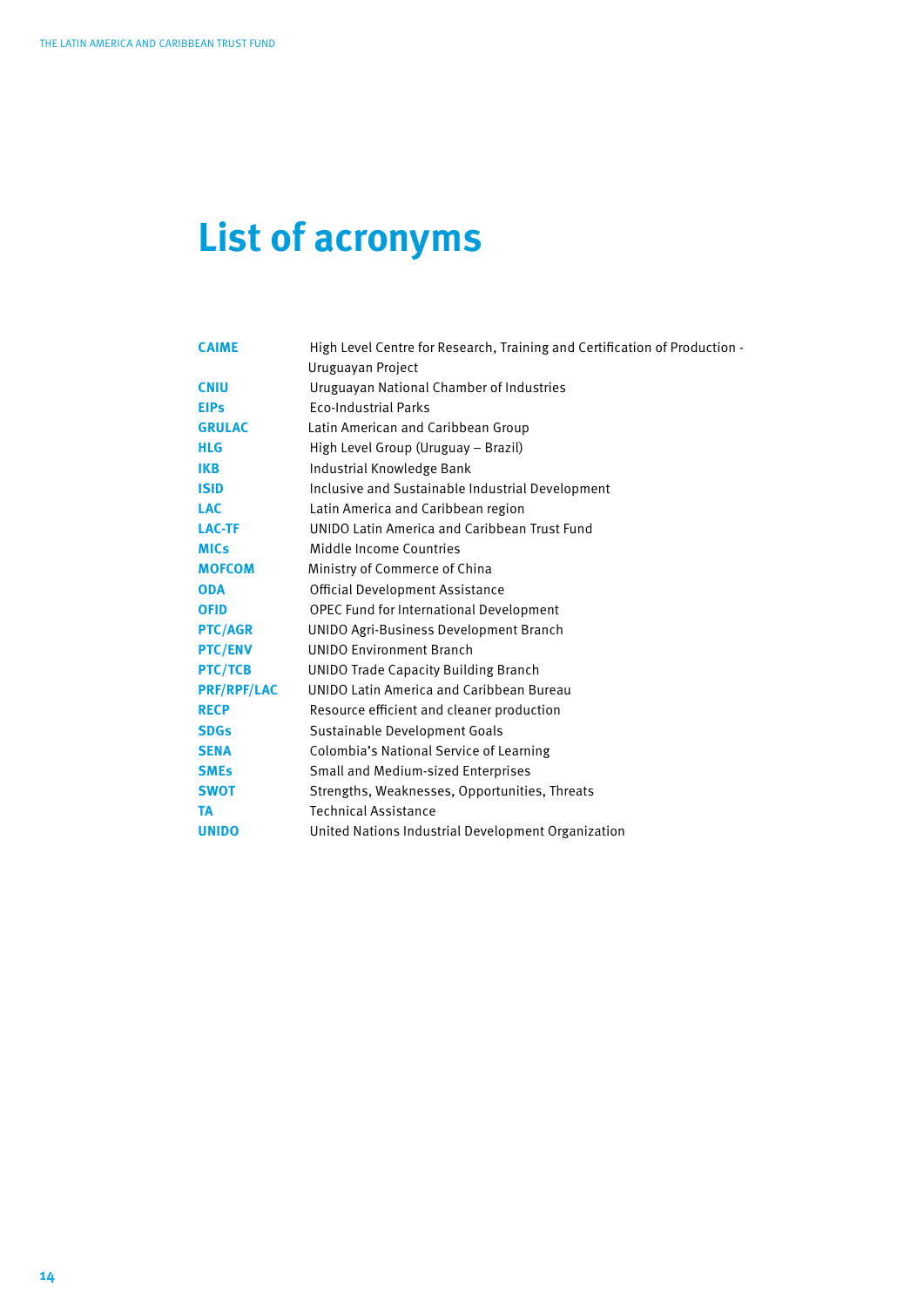# List of acronyms

| | |
|---|---|
| **CAIME** | High Level Centre for Research, Training and Certification of Production - Uruguayan Project |
| **CNIU** | Uruguayan National Chamber of Industries |
| **EIPs** | Eco-Industrial Parks |
| **GRULAC** | Latin American and Caribbean Group |
| **HLG** | High Level Group (Uruguay – Brazil) |
| **IKB** | Industrial Knowledge Bank |
| **ISID** | Inclusive and Sustainable Industrial Development |
| **LAC** | Latin America and Caribbean region |
| **LAC-TF** | UNIDO Latin America and Caribbean Trust Fund |
| **MICs** | Middle Income Countries |
| **MOFCOM** | Ministry of Commerce of China |
| **ODA** | Official Development Assistance |
| **OFID** | OPEC Fund for International Development |
| **PTC/AGR** | UNIDO Agri-Business Development Branch |
| **PTC/ENV** | UNIDO Environment Branch |
| **PTC/TCB** | UNIDO Trade Capacity Building Branch |
| **PRF/RPF/LAC** | UNIDO Latin America and Caribbean Bureau |
| **RECP** | Resource efficient and cleaner production |
| **SDGs** | Sustainable Development Goals |
| **SENA** | Colombia's National Service of Learning |
| **SMEs** | Small and Medium-sized Enterprises |
| **SWOT** | Strengths, Weaknesses, Opportunities, Threats |
| **TA** | Technical Assistance |
| **UNIDO** | United Nations Industrial Development Organization |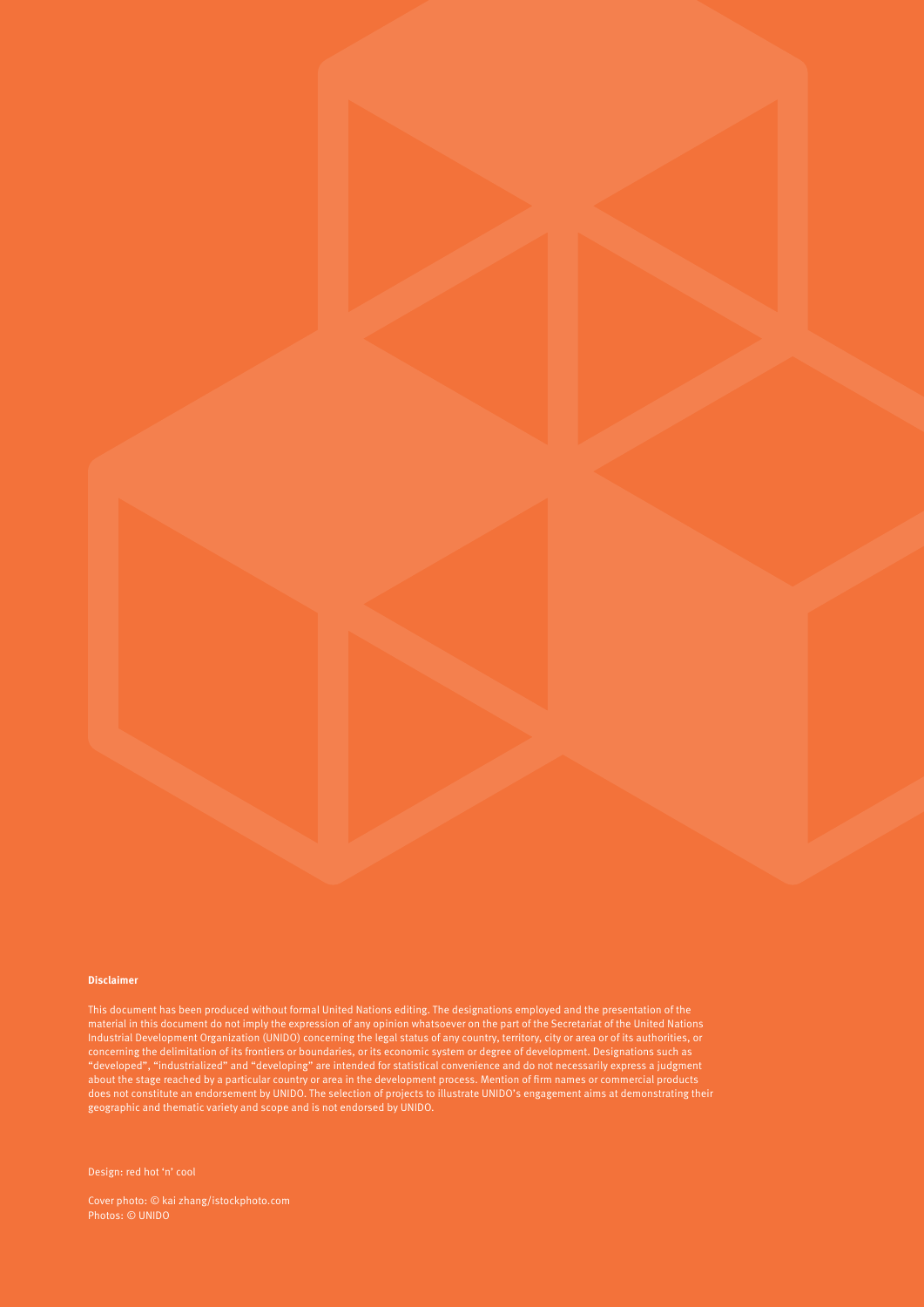**Disclaimer**

This document has been produced without formal United Nations editing. The designations employed and the presentation of the material in this document do not imply the expression of any opinion whatsoever on the part of the Secretariat of the United Nations Industrial Development Organization (UNIDO) concerning the legal status of any country, territory, city or area or of its authorities, or concerning the delimitation of its frontiers or boundaries, or its economic system or degree of development. Designations such as "developed", "industrialized" and "developing" are intended for statistical convenience and do not necessarily express a judgment about the stage reached by a particular country or area in the development process. Mention of firm names or commercial products does not constitute an endorsement by UNIDO. The selection of projects to illustrate UNIDO's engagement aims at demonstrating their geographic and thematic variety and scope and is not endorsed by UNIDO.

Design: red hot 'n' cool

Cover photo: © kai zhang/istockphoto.com
Photos: © UNIDO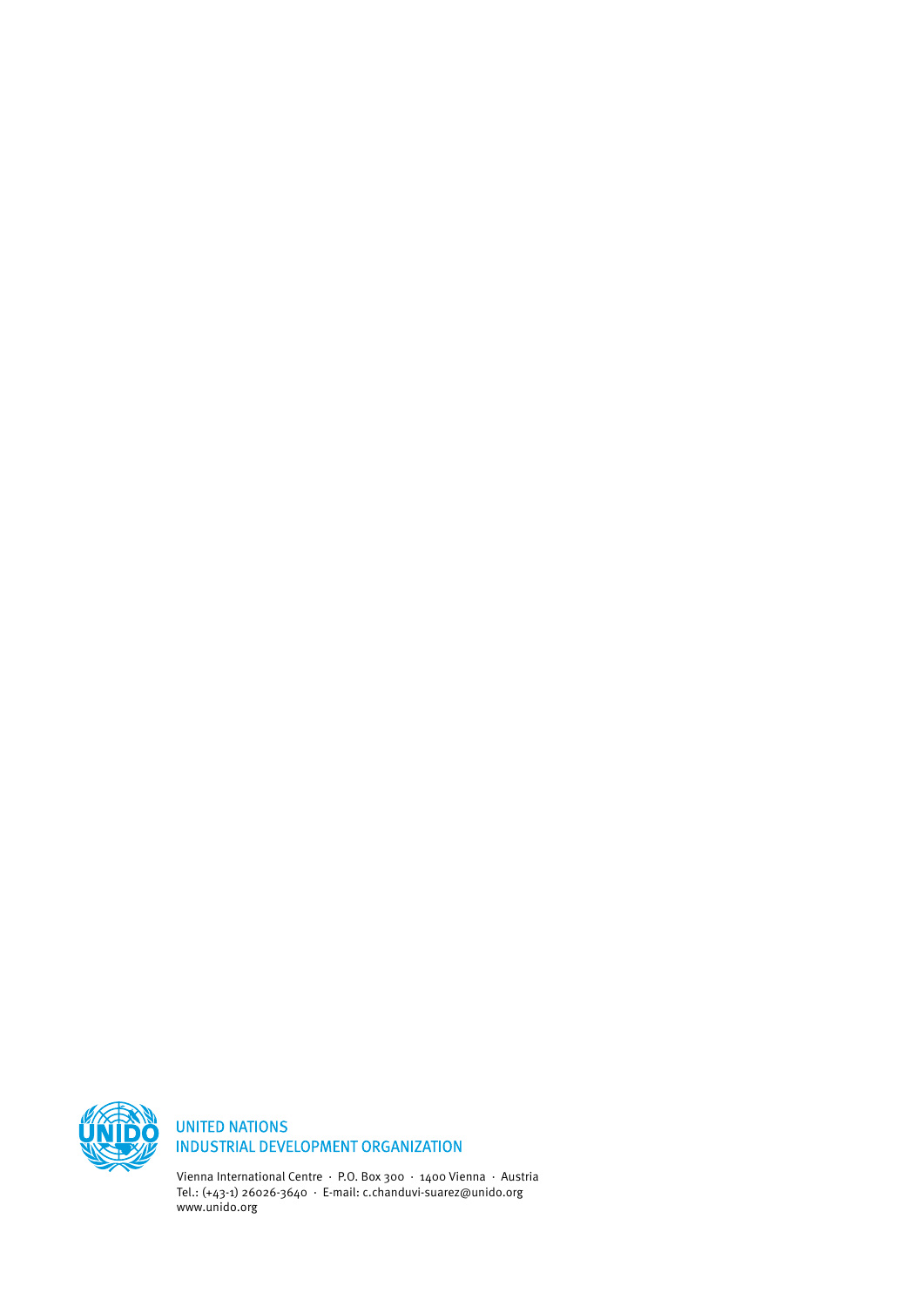UNITED NATIONS
INDUSTRIAL DEVELOPMENT ORGANIZATION

Vienna International Centre · P.O. Box 300 · 1400 Vienna · Austria
Tel.: (+43-1) 26026-3640 · E-mail: c.chanduvi-suarez@unido.org
www.unido.org